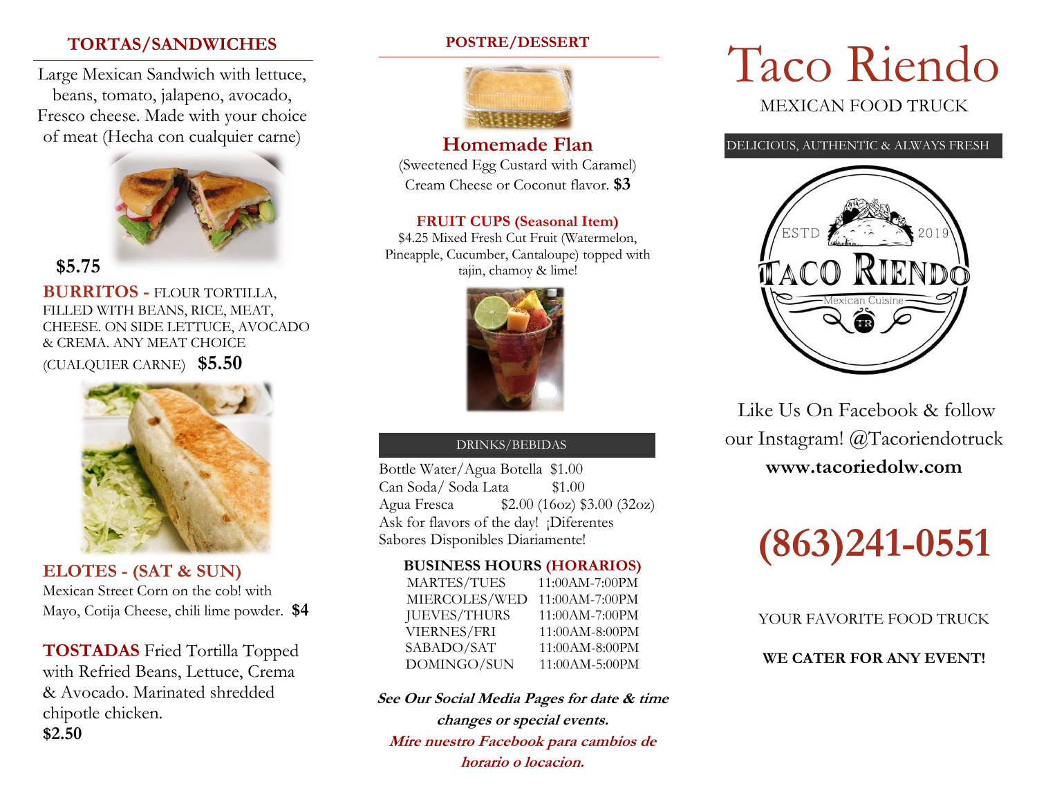## TORTAS/SANDWICHES

Large Mexican Sandwich with lettuce, beans, tomato, jalapeno, avocado, Fresco cheese. Made with your choice of meat (Hecha con cualquier carne)

**$5.75**

**BURRITOS -** FLOUR TORTILLA, FILLED WITH BEANS, RICE, MEAT, CHEESE. ON SIDE LETTUCE, AVOCADO & CREMA. ANY MEAT CHOICE (CUALQUIER CARNE) **$5.50**

**ELOTES - (SAT & SUN)**
Mexican Street Corn on the cob! with Mayo, Cotija Cheese, chili lime powder. **$4**

**TOSTADAS** Fried Tortilla Topped with Refried Beans, Lettuce, Crema & Avocado. Marinated shredded chipotle chicken.
**$2.50**

## POSTRE/DESSERT

### Homemade Flan

(Sweetened Egg Custard with Caramel)
Cream Cheese or Coconut flavor. **$3**

**FRUIT CUPS (Seasonal Item)**
$4.25 Mixed Fresh Cut Fruit (Watermelon, Pineapple, Cucumber, Cantaloupe) topped with tajin, chamoy & lime!

## DRINKS/BEBIDAS

| | |
|---|---|
| Bottle Water/Agua Botella | $1.00 |
| Can Soda/ Soda Lata | $1.00 |
| Agua Fresca | $2.00 (16oz) $3.00 (32oz) |

Ask for flavors of the day! ¡Diferentes Sabores Disponibles Diariamente!

**BUSINESS HOURS (HORARIOS)**

| | |
|---|---|
| MARTES/TUES | 11:00AM-7:00PM |
| MIERCOLES/WED | 11:00AM-7:00PM |
| JUEVES/THURS | 11:00AM-7:00PM |
| VIERNES/FRI | 11:00AM-8:00PM |
| SABADO/SAT | 11:00AM-8:00PM |
| DOMINGO/SUN | 11:00AM-5:00PM |

***See Our Social Media Pages for date & time changes or special events.***

***Mire nuestro Facebook para cambios de horario o locacion.***

# Taco Riendo

MEXICAN FOOD TRUCK

DELICIOUS, AUTHENTIC & ALWAYS FRESH

ESTD 2019 TACO RIENDO Mexican Cuisine TR

Like Us On Facebook & follow our Instagram! @Tacoriendotruck
**www.tacoriedolw.com**

# (863)241-0551

YOUR FAVORITE FOOD TRUCK

**WE CATER FOR ANY EVENT!**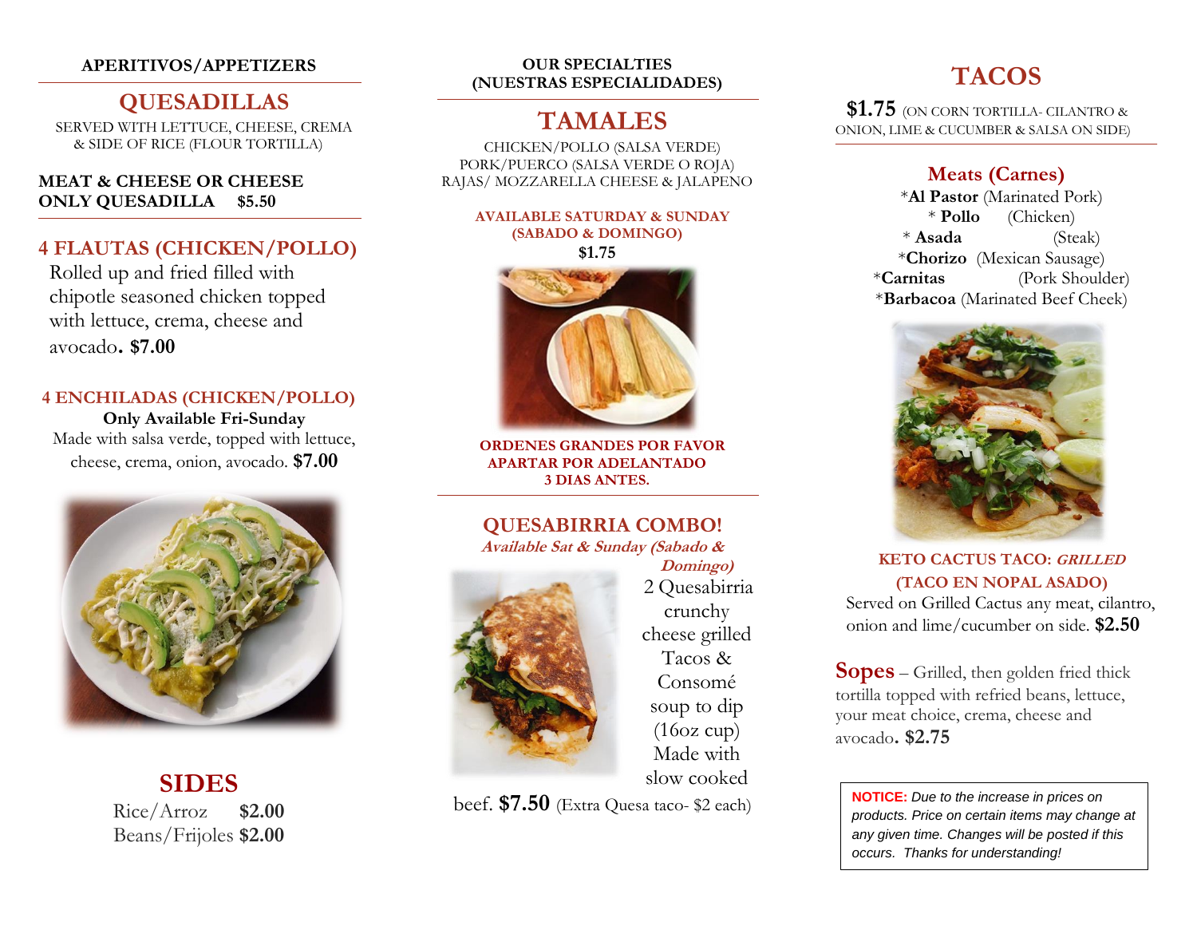## APERITIVOS/APPETIZERS

### QUESADILLAS

SERVED WITH LETTUCE, CHEESE, CREMA & SIDE OF RICE (FLOUR TORTILLA)

**MEAT & CHEESE OR CHEESE ONLY QUESADILLA $5.50**

### 4 FLAUTAS (CHICKEN/POLLO)

Rolled up and fried filled with chipotle seasoned chicken topped with lettuce, crema, cheese and avocado**. $7.00**

### 4 ENCHILADAS (CHICKEN/POLLO)

**Only Available Fri-Sunday**

Made with salsa verde, topped with lettuce, cheese, crema, onion, avocado. **$7.00**

## SIDES

Rice/Arroz **$2.00**
Beans/Frijoles **$2.00**

## OUR SPECIALTIES (NUESTRAS ESPECIALIDADES)

### TAMALES

CHICKEN/POLLO (SALSA VERDE)
PORK/PUERCO (SALSA VERDE O ROJA)
RAJAS/ MOZZARELLA CHEESE & JALAPENO

**AVAILABLE SATURDAY & SUNDAY (SABADO & DOMINGO)**
**$1.75**

**ORDENES GRANDES POR FAVOR APARTAR POR ADELANTADO 3 DIAS ANTES.**

### QUESABIRRIA COMBO!

***Available Sat & Sunday (Sabado & Domingo)***

2 Quesabirria crunchy cheese grilled Tacos & Consomé soup to dip (16oz cup) Made with slow cooked beef. **$7.50** (Extra Quesa taco- $2 each)

## TACOS

**$1.75** (ON CORN TORTILLA- CILANTRO & ONION, LIME & CUCUMBER & SALSA ON SIDE)

### Meats (Carnes)

*__Al Pastor__ (Marinated Pork)
* **Pollo** (Chicken)
* **Asada** (Steak)
*__Chorizo__ (Mexican Sausage)
*__Carnitas__ (Pork Shoulder)
*__Barbacoa__ (Marinated Beef Cheek)

**KETO CACTUS TACO: *GRILLED* (TACO EN NOPAL ASADO)**

Served on Grilled Cactus any meat, cilantro, onion and lime/cucumber on side. **$2.50**

**Sopes** – Grilled, then golden fried thick tortilla topped with refried beans, lettuce, your meat choice, crema, cheese and avocado**. $2.75**

**NOTICE:** *Due to the increase in prices on products. Price on certain items may change at any given time. Changes will be posted if this occurs. Thanks for understanding!*